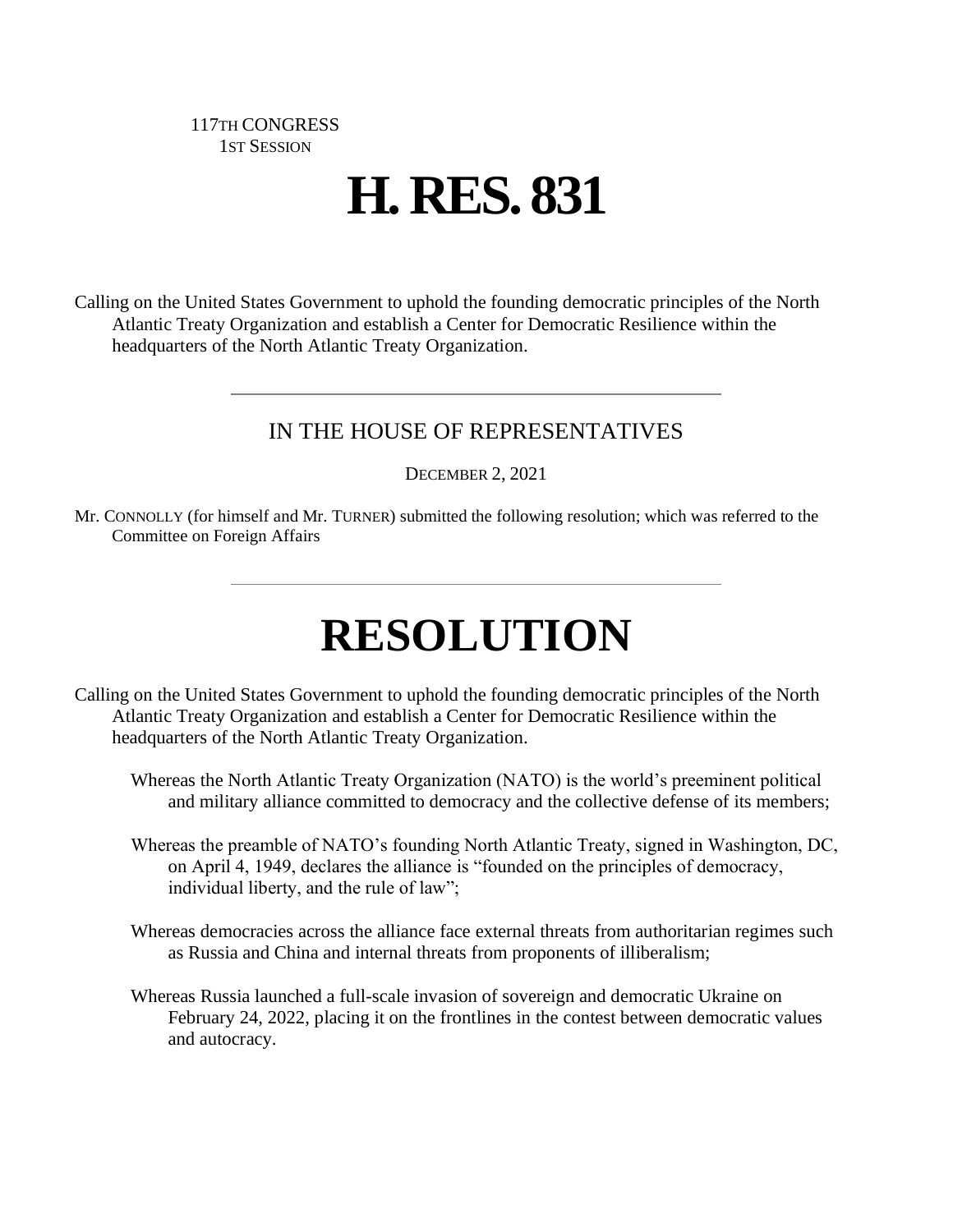117TH CONGRESS
1ST SESSION

# H. RES. 831

Calling on the United States Government to uphold the founding democratic principles of the North Atlantic Treaty Organization and establish a Center for Democratic Resilience within the headquarters of the North Atlantic Treaty Organization.

---

## IN THE HOUSE OF REPRESENTATIVES

DECEMBER 2, 2021

Mr. CONNOLLY (for himself and Mr. TURNER) submitted the following resolution; which was referred to the Committee on Foreign Affairs

---

# RESOLUTION

Calling on the United States Government to uphold the founding democratic principles of the North Atlantic Treaty Organization and establish a Center for Democratic Resilience within the headquarters of the North Atlantic Treaty Organization.

Whereas the North Atlantic Treaty Organization (NATO) is the world's preeminent political and military alliance committed to democracy and the collective defense of its members;

Whereas the preamble of NATO's founding North Atlantic Treaty, signed in Washington, DC, on April 4, 1949, declares the alliance is "founded on the principles of democracy, individual liberty, and the rule of law";

Whereas democracies across the alliance face external threats from authoritarian regimes such as Russia and China and internal threats from proponents of illiberalism;

Whereas Russia launched a full-scale invasion of sovereign and democratic Ukraine on February 24, 2022, placing it on the frontlines in the contest between democratic values and autocracy.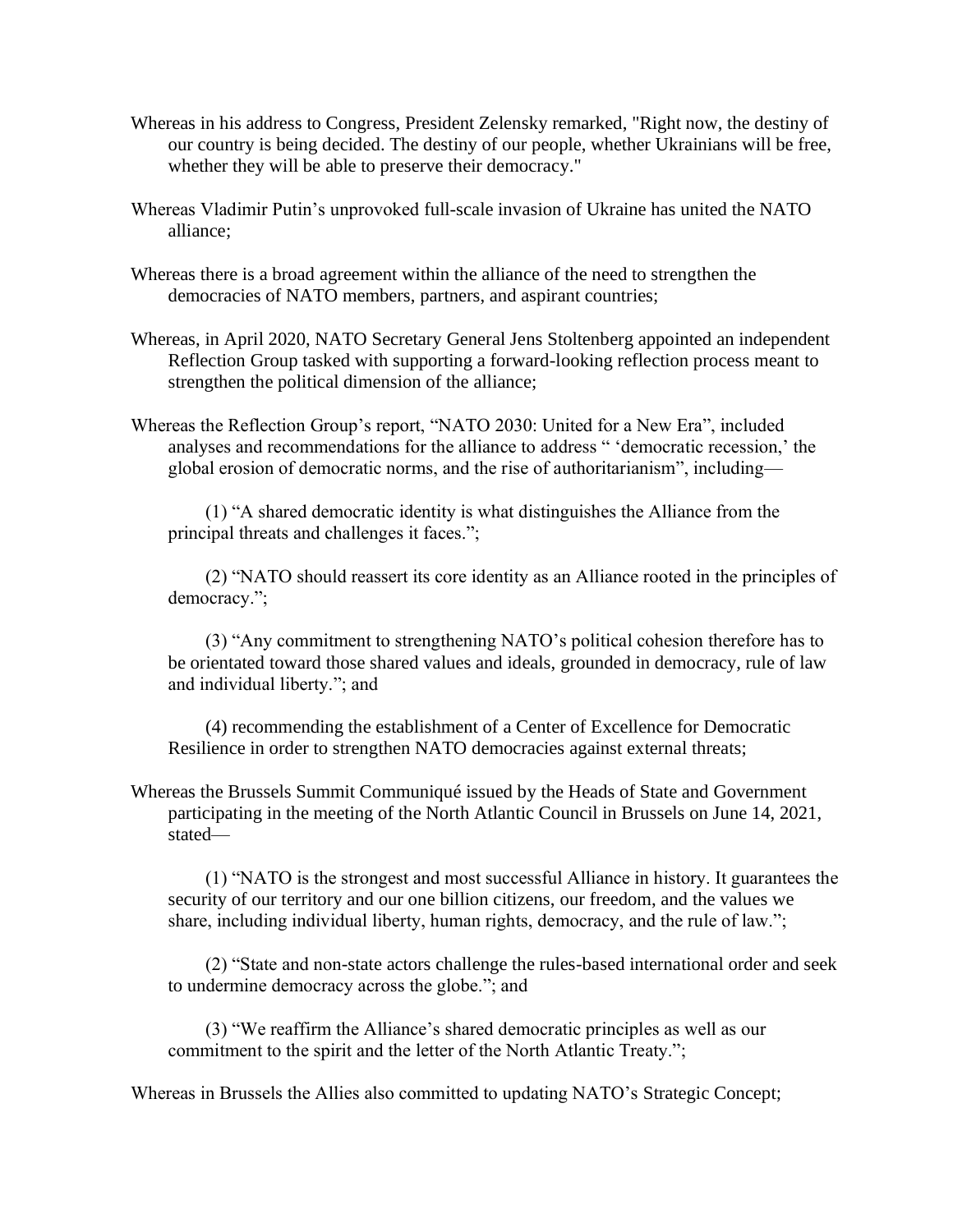Whereas in his address to Congress, President Zelensky remarked, "Right now, the destiny of our country is being decided. The destiny of our people, whether Ukrainians will be free, whether they will be able to preserve their democracy."

Whereas Vladimir Putin's unprovoked full-scale invasion of Ukraine has united the NATO alliance;

Whereas there is a broad agreement within the alliance of the need to strengthen the democracies of NATO members, partners, and aspirant countries;

Whereas, in April 2020, NATO Secretary General Jens Stoltenberg appointed an independent Reflection Group tasked with supporting a forward-looking reflection process meant to strengthen the political dimension of the alliance;

Whereas the Reflection Group's report, "NATO 2030: United for a New Era", included analyses and recommendations for the alliance to address " 'democratic recession,' the global erosion of democratic norms, and the rise of authoritarianism", including—

(1) "A shared democratic identity is what distinguishes the Alliance from the principal threats and challenges it faces.";

(2) "NATO should reassert its core identity as an Alliance rooted in the principles of democracy.";

(3) "Any commitment to strengthening NATO's political cohesion therefore has to be orientated toward those shared values and ideals, grounded in democracy, rule of law and individual liberty."; and

(4) recommending the establishment of a Center of Excellence for Democratic Resilience in order to strengthen NATO democracies against external threats;

Whereas the Brussels Summit Communiqué issued by the Heads of State and Government participating in the meeting of the North Atlantic Council in Brussels on June 14, 2021, stated—

(1) "NATO is the strongest and most successful Alliance in history. It guarantees the security of our territory and our one billion citizens, our freedom, and the values we share, including individual liberty, human rights, democracy, and the rule of law.";

(2) "State and non-state actors challenge the rules-based international order and seek to undermine democracy across the globe."; and

(3) "We reaffirm the Alliance's shared democratic principles as well as our commitment to the spirit and the letter of the North Atlantic Treaty.";

Whereas in Brussels the Allies also committed to updating NATO's Strategic Concept;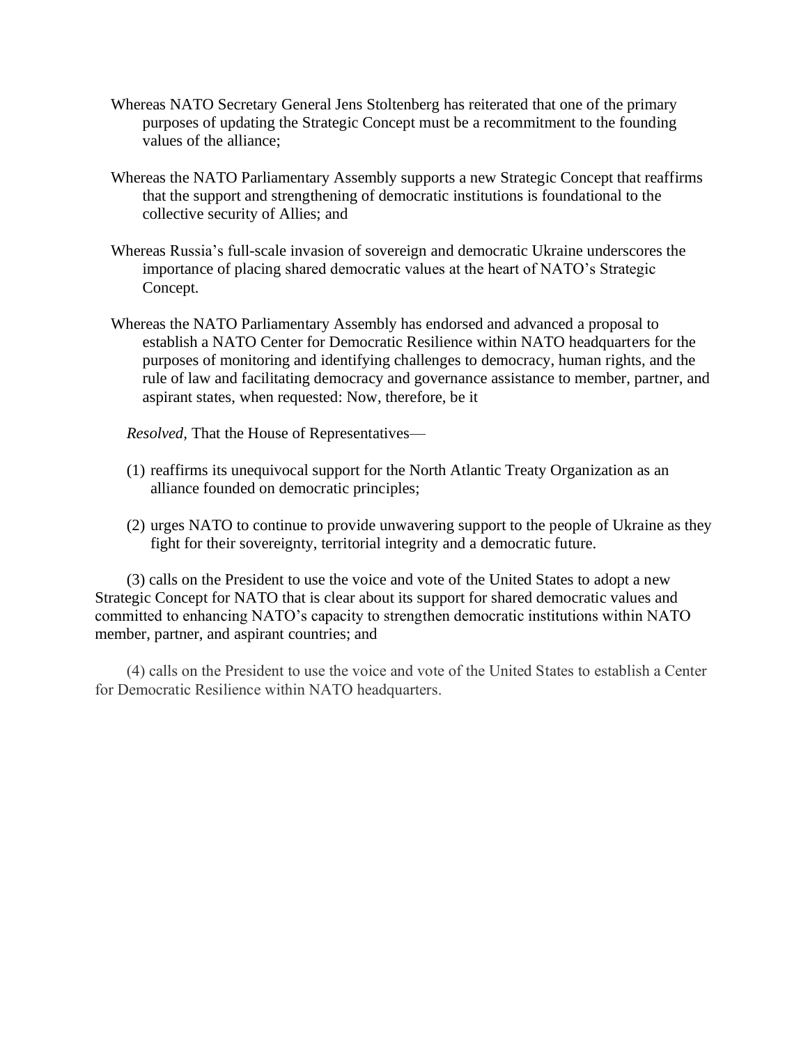Whereas NATO Secretary General Jens Stoltenberg has reiterated that one of the primary purposes of updating the Strategic Concept must be a recommitment to the founding values of the alliance;

Whereas the NATO Parliamentary Assembly supports a new Strategic Concept that reaffirms that the support and strengthening of democratic institutions is foundational to the collective security of Allies; and

Whereas Russia's full-scale invasion of sovereign and democratic Ukraine underscores the importance of placing shared democratic values at the heart of NATO's Strategic Concept.

Whereas the NATO Parliamentary Assembly has endorsed and advanced a proposal to establish a NATO Center for Democratic Resilience within NATO headquarters for the purposes of monitoring and identifying challenges to democracy, human rights, and the rule of law and facilitating democracy and governance assistance to member, partner, and aspirant states, when requested: Now, therefore, be it

*Resolved*, That the House of Representatives—

(1) reaffirms its unequivocal support for the North Atlantic Treaty Organization as an alliance founded on democratic principles;

(2) urges NATO to continue to provide unwavering support to the people of Ukraine as they fight for their sovereignty, territorial integrity and a democratic future.

(3) calls on the President to use the voice and vote of the United States to adopt a new Strategic Concept for NATO that is clear about its support for shared democratic values and committed to enhancing NATO's capacity to strengthen democratic institutions within NATO member, partner, and aspirant countries; and

(4) calls on the President to use the voice and vote of the United States to establish a Center for Democratic Resilience within NATO headquarters.